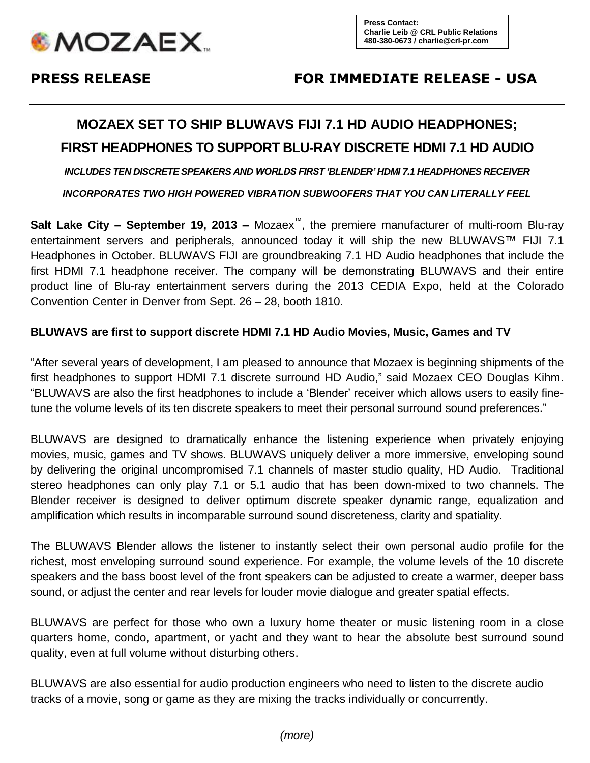MOZAEX™

**Press Contact:**
**Charlie Leib @ CRL Public Relations**
**480-380-0673 / charlie@crl-pr.com**

**PRESS RELEASE** **FOR IMMEDIATE RELEASE - USA**

# MOZAEX SET TO SHIP BLUWAVS FIJI 7.1 HD AUDIO HEADPHONES; FIRST HEADPHONES TO SUPPORT BLU-RAY DISCRETE HDMI 7.1 HD AUDIO

***INCLUDES TEN DISCRETE SPEAKERS AND WORLDS FIRST 'BLENDER' HDMI 7.1 HEADPHONES RECEIVER***

***INCORPORATES TWO HIGH POWERED VIBRATION SUBWOOFERS THAT YOU CAN LITERALLY FEEL***

**Salt Lake City – September 19, 2013 –** Mozaex™, the premiere manufacturer of multi-room Blu-ray entertainment servers and peripherals, announced today it will ship the new BLUWAVS™ FIJI 7.1 Headphones in October. BLUWAVS FIJI are groundbreaking 7.1 HD Audio headphones that include the first HDMI 7.1 headphone receiver. The company will be demonstrating BLUWAVS and their entire product line of Blu-ray entertainment servers during the 2013 CEDIA Expo, held at the Colorado Convention Center in Denver from Sept. 26 – 28, booth 1810.

**BLUWAVS are first to support discrete HDMI 7.1 HD Audio Movies, Music, Games and TV**

"After several years of development, I am pleased to announce that Mozaex is beginning shipments of the first headphones to support HDMI 7.1 discrete surround HD Audio," said Mozaex CEO Douglas Kihm. "BLUWAVS are also the first headphones to include a 'Blender' receiver which allows users to easily fine-tune the volume levels of its ten discrete speakers to meet their personal surround sound preferences."

BLUWAVS are designed to dramatically enhance the listening experience when privately enjoying movies, music, games and TV shows. BLUWAVS uniquely deliver a more immersive, enveloping sound by delivering the original uncompromised 7.1 channels of master studio quality, HD Audio. Traditional stereo headphones can only play 7.1 or 5.1 audio that has been down-mixed to two channels. The Blender receiver is designed to deliver optimum discrete speaker dynamic range, equalization and amplification which results in incomparable surround sound discreteness, clarity and spatiality.

The BLUWAVS Blender allows the listener to instantly select their own personal audio profile for the richest, most enveloping surround sound experience. For example, the volume levels of the 10 discrete speakers and the bass boost level of the front speakers can be adjusted to create a warmer, deeper bass sound, or adjust the center and rear levels for louder movie dialogue and greater spatial effects.

BLUWAVS are perfect for those who own a luxury home theater or music listening room in a close quarters home, condo, apartment, or yacht and they want to hear the absolute best surround sound quality, even at full volume without disturbing others.

BLUWAVS are also essential for audio production engineers who need to listen to the discrete audio tracks of a movie, song or game as they are mixing the tracks individually or concurrently.

*(more)*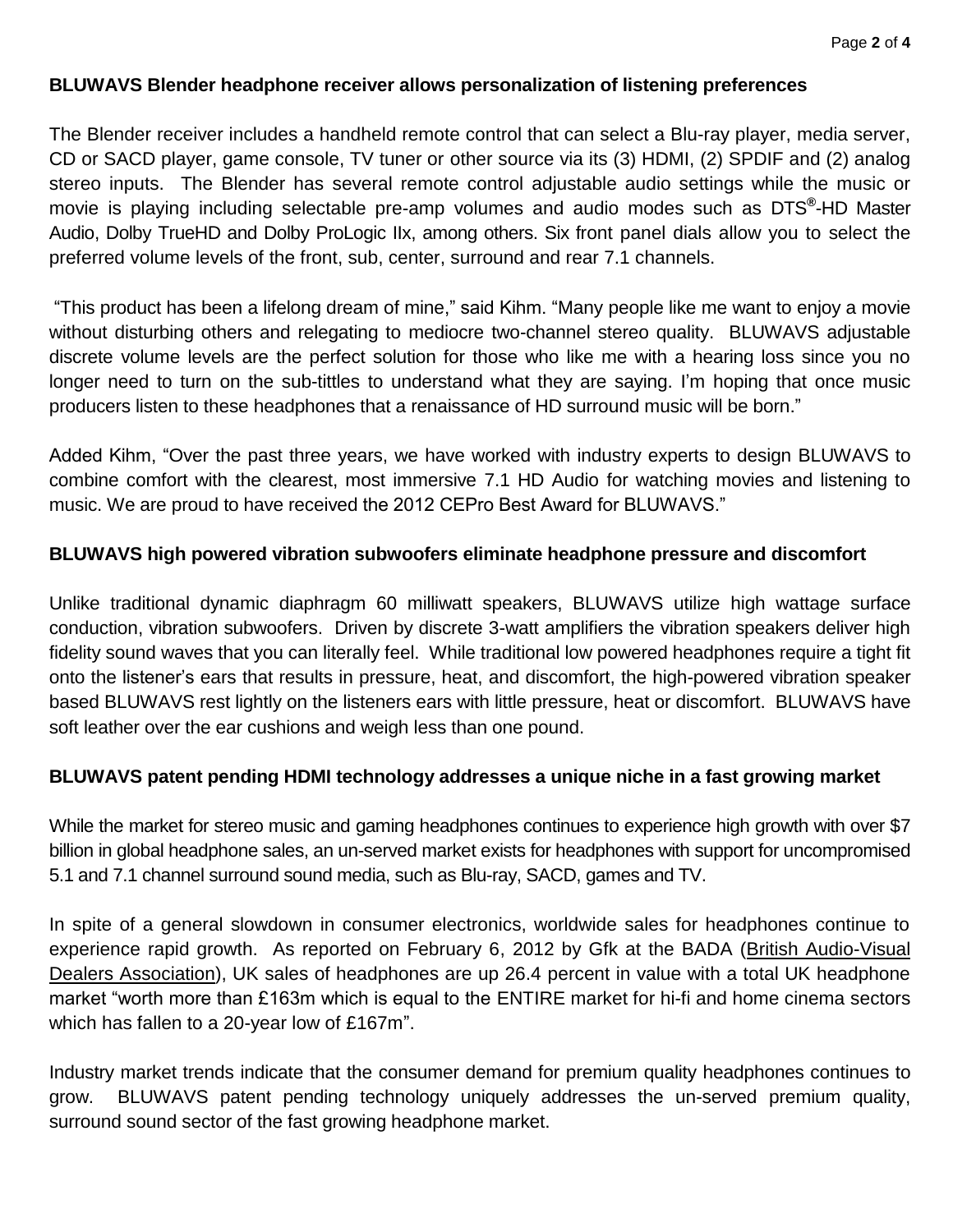**BLUWAVS Blender headphone receiver allows personalization of listening preferences**

The Blender receiver includes a handheld remote control that can select a Blu-ray player, media server, CD or SACD player, game console, TV tuner or other source via its (3) HDMI, (2) SPDIF and (2) analog stereo inputs. The Blender has several remote control adjustable audio settings while the music or movie is playing including selectable pre-amp volumes and audio modes such as DTS®-HD Master Audio, Dolby TrueHD and Dolby ProLogic IIx, among others. Six front panel dials allow you to select the preferred volume levels of the front, sub, center, surround and rear 7.1 channels.

"This product has been a lifelong dream of mine," said Kihm. "Many people like me want to enjoy a movie without disturbing others and relegating to mediocre two-channel stereo quality. BLUWAVS adjustable discrete volume levels are the perfect solution for those who like me with a hearing loss since you no longer need to turn on the sub-tittles to understand what they are saying. I'm hoping that once music producers listen to these headphones that a renaissance of HD surround music will be born."

Added Kihm, "Over the past three years, we have worked with industry experts to design BLUWAVS to combine comfort with the clearest, most immersive 7.1 HD Audio for watching movies and listening to music. We are proud to have received the 2012 CEPro Best Award for BLUWAVS."

**BLUWAVS high powered vibration subwoofers eliminate headphone pressure and discomfort**

Unlike traditional dynamic diaphragm 60 milliwatt speakers, BLUWAVS utilize high wattage surface conduction, vibration subwoofers. Driven by discrete 3-watt amplifiers the vibration speakers deliver high fidelity sound waves that you can literally feel. While traditional low powered headphones require a tight fit onto the listener's ears that results in pressure, heat, and discomfort, the high-powered vibration speaker based BLUWAVS rest lightly on the listeners ears with little pressure, heat or discomfort. BLUWAVS have soft leather over the ear cushions and weigh less than one pound.

**BLUWAVS patent pending HDMI technology addresses a unique niche in a fast growing market**

While the market for stereo music and gaming headphones continues to experience high growth with over $7 billion in global headphone sales, an un-served market exists for headphones with support for uncompromised 5.1 and 7.1 channel surround sound media, such as Blu-ray, SACD, games and TV.

In spite of a general slowdown in consumer electronics, worldwide sales for headphones continue to experience rapid growth. As reported on February 6, 2012 by Gfk at the BADA (British Audio-Visual Dealers Association), UK sales of headphones are up 26.4 percent in value with a total UK headphone market "worth more than £163m which is equal to the ENTIRE market for hi-fi and home cinema sectors which has fallen to a 20-year low of £167m".

Industry market trends indicate that the consumer demand for premium quality headphones continues to grow. BLUWAVS patent pending technology uniquely addresses the un-served premium quality, surround sound sector of the fast growing headphone market.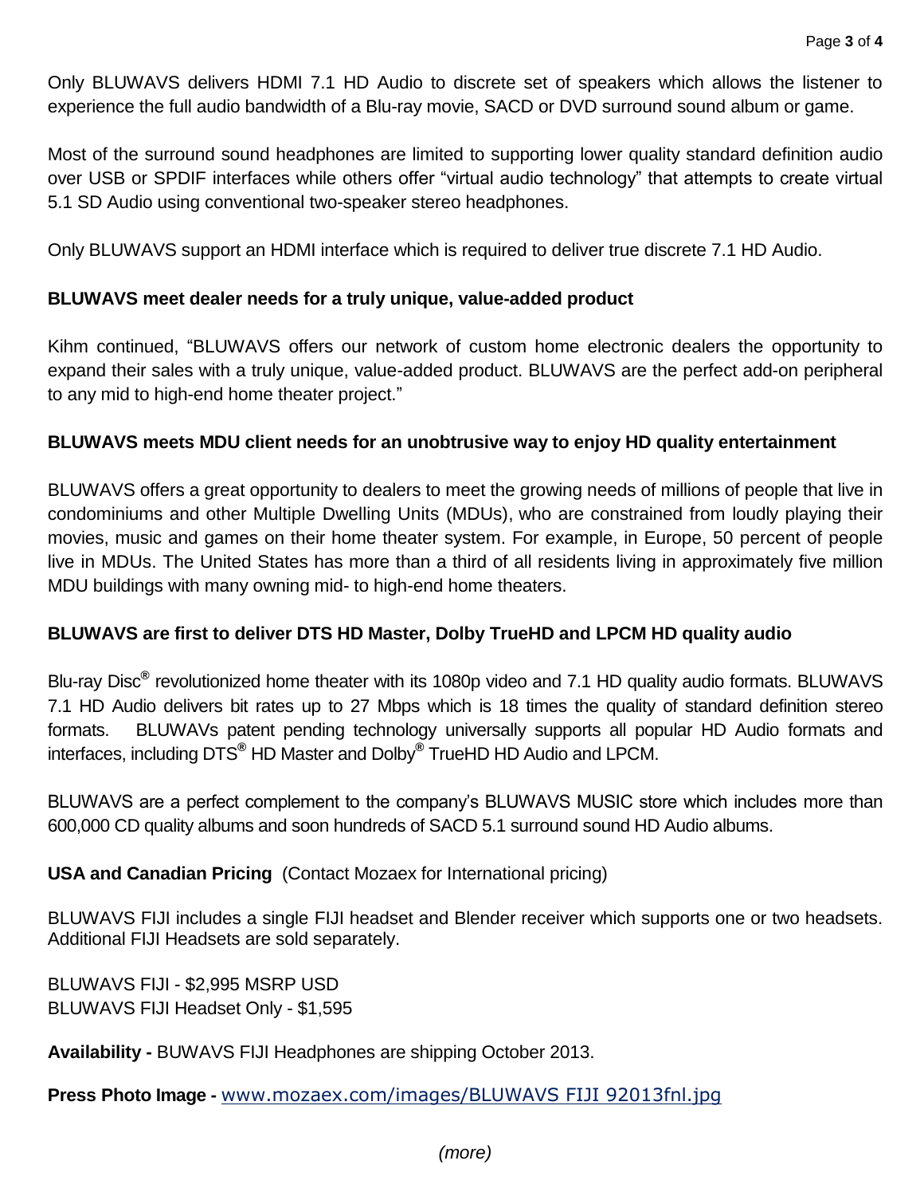Only BLUWAVS delivers HDMI 7.1 HD Audio to discrete set of speakers which allows the listener to experience the full audio bandwidth of a Blu-ray movie, SACD or DVD surround sound album or game.

Most of the surround sound headphones are limited to supporting lower quality standard definition audio over USB or SPDIF interfaces while others offer "virtual audio technology" that attempts to create virtual 5.1 SD Audio using conventional two-speaker stereo headphones.

Only BLUWAVS support an HDMI interface which is required to deliver true discrete 7.1 HD Audio.

**BLUWAVS meet dealer needs for a truly unique, value-added product**

Kihm continued, "BLUWAVS offers our network of custom home electronic dealers the opportunity to expand their sales with a truly unique, value-added product. BLUWAVS are the perfect add-on peripheral to any mid to high-end home theater project."

**BLUWAVS meets MDU client needs for an unobtrusive way to enjoy HD quality entertainment**

BLUWAVS offers a great opportunity to dealers to meet the growing needs of millions of people that live in condominiums and other Multiple Dwelling Units (MDUs), who are constrained from loudly playing their movies, music and games on their home theater system. For example, in Europe, 50 percent of people live in MDUs. The United States has more than a third of all residents living in approximately five million MDU buildings with many owning mid- to high-end home theaters.

**BLUWAVS are first to deliver DTS HD Master, Dolby TrueHD and LPCM HD quality audio**

Blu-ray Disc® revolutionized home theater with its 1080p video and 7.1 HD quality audio formats. BLUWAVS 7.1 HD Audio delivers bit rates up to 27 Mbps which is 18 times the quality of standard definition stereo formats. BLUWAVs patent pending technology universally supports all popular HD Audio formats and interfaces, including DTS® HD Master and Dolby® TrueHD HD Audio and LPCM.

BLUWAVS are a perfect complement to the company's BLUWAVS MUSIC store which includes more than 600,000 CD quality albums and soon hundreds of SACD 5.1 surround sound HD Audio albums.

**USA and Canadian Pricing** (Contact Mozaex for International pricing)

BLUWAVS FIJI includes a single FIJI headset and Blender receiver which supports one or two headsets. Additional FIJI Headsets are sold separately.

BLUWAVS FIJI - $2,995 MSRP USD
BLUWAVS FIJI Headset Only - $1,595

**Availability -** BUWAVS FIJI Headphones are shipping October 2013.

**Press Photo Image -** www.mozaex.com/images/BLUWAVS FIJI 92013fnl.jpg

*(more)*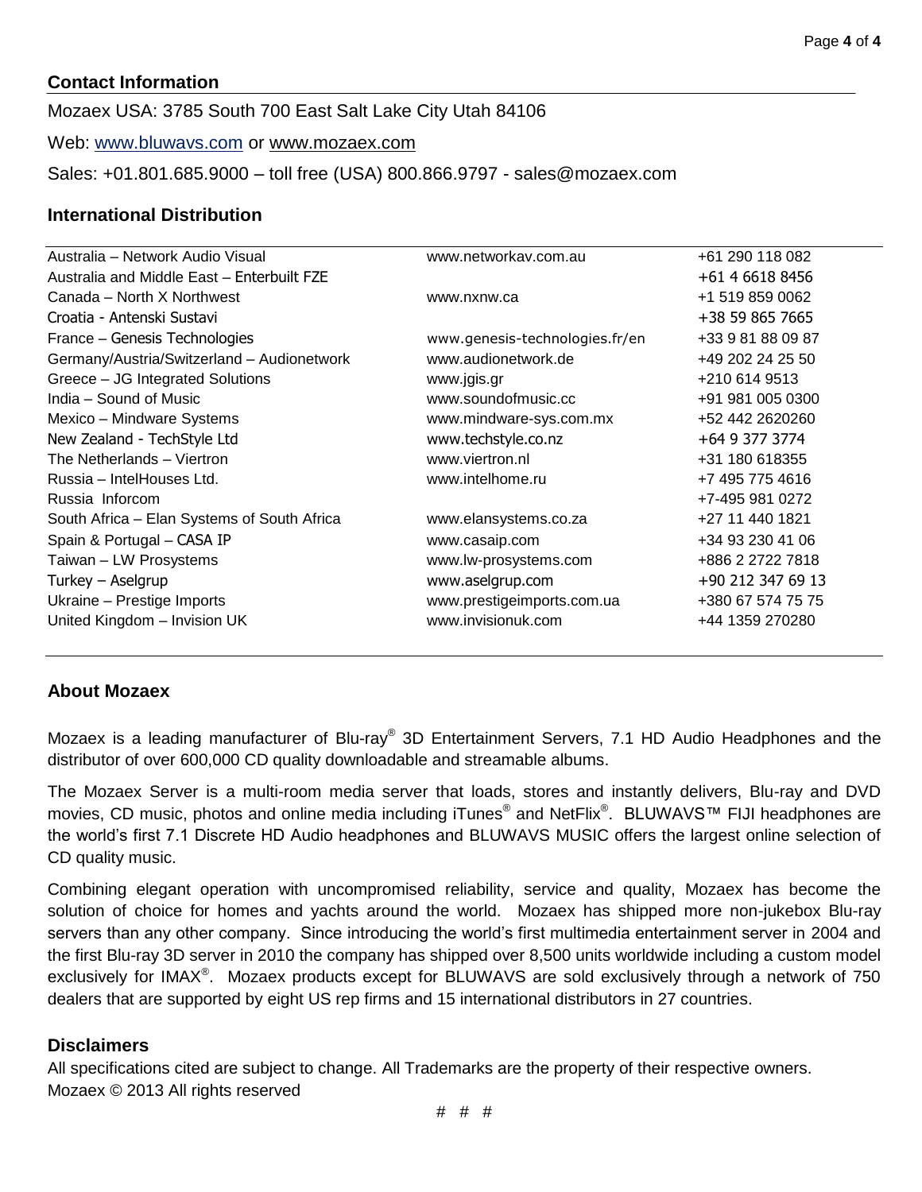## Contact Information

Mozaex USA: 3785 South 700 East Salt Lake City Utah 84106

Web: www.bluwavs.com or www.mozaex.com

Sales: +01.801.685.9000 – toll free (USA) 800.866.9797 - sales@mozaex.com

## International Distribution

| | | |
|---|---|---|
| Australia – Network Audio Visual | www.networkav.com.au | +61 290 118 082 |
| Australia and Middle East – Enterbuilt FZE | | +61 4 6618 8456 |
| Canada – North X Northwest | www.nxnw.ca | +1 519 859 0062 |
| Croatia - Antenski Sustavi | | +38 59 865 7665 |
| France – Genesis Technologies | www.genesis-technologies.fr/en | +33 9 81 88 09 87 |
| Germany/Austria/Switzerland – Audionetwork | www.audionetwork.de | +49 202 24 25 50 |
| Greece – JG Integrated Solutions | www.jgis.gr | +210 614 9513 |
| India – Sound of Music | www.soundofmusic.cc | +91 981 005 0300 |
| Mexico – Mindware Systems | www.mindware-sys.com.mx | +52 442 2620260 |
| New Zealand - TechStyle Ltd | www.techstyle.co.nz | +64 9 377 3774 |
| The Netherlands – Viertron | www.viertron.nl | +31 180 618355 |
| Russia – IntelHouses Ltd. | www.intelhome.ru | +7 495 775 4616 |
| Russia Inforcom | | +7-495 981 0272 |
| South Africa – Elan Systems of South Africa | www.elansystems.co.za | +27 11 440 1821 |
| Spain & Portugal – CASA IP | www.casaip.com | +34 93 230 41 06 |
| Taiwan – LW Prosystems | www.lw-prosystems.com | +886 2 2722 7818 |
| Turkey – Aselgrup | www.aselgrup.com | +90 212 347 69 13 |
| Ukraine – Prestige Imports | www.prestigeimports.com.ua | +380 67 574 75 75 |
| United Kingdom – Invision UK | www.invisionuk.com | +44 1359 270280 |

## About Mozaex

Mozaex is a leading manufacturer of Blu-ray® 3D Entertainment Servers, 7.1 HD Audio Headphones and the distributor of over 600,000 CD quality downloadable and streamable albums.

The Mozaex Server is a multi-room media server that loads, stores and instantly delivers, Blu-ray and DVD movies, CD music, photos and online media including iTunes® and NetFlix®. BLUWAVS™ FIJI headphones are the world's first 7.1 Discrete HD Audio headphones and BLUWAVS MUSIC offers the largest online selection of CD quality music.

Combining elegant operation with uncompromised reliability, service and quality, Mozaex has become the solution of choice for homes and yachts around the world. Mozaex has shipped more non-jukebox Blu-ray servers than any other company. Since introducing the world's first multimedia entertainment server in 2004 and the first Blu-ray 3D server in 2010 the company has shipped over 8,500 units worldwide including a custom model exclusively for IMAX®. Mozaex products except for BLUWAVS are sold exclusively through a network of 750 dealers that are supported by eight US rep firms and 15 international distributors in 27 countries.

## Disclaimers

All specifications cited are subject to change. All Trademarks are the property of their respective owners.
Mozaex © 2013 All rights reserved

# # #